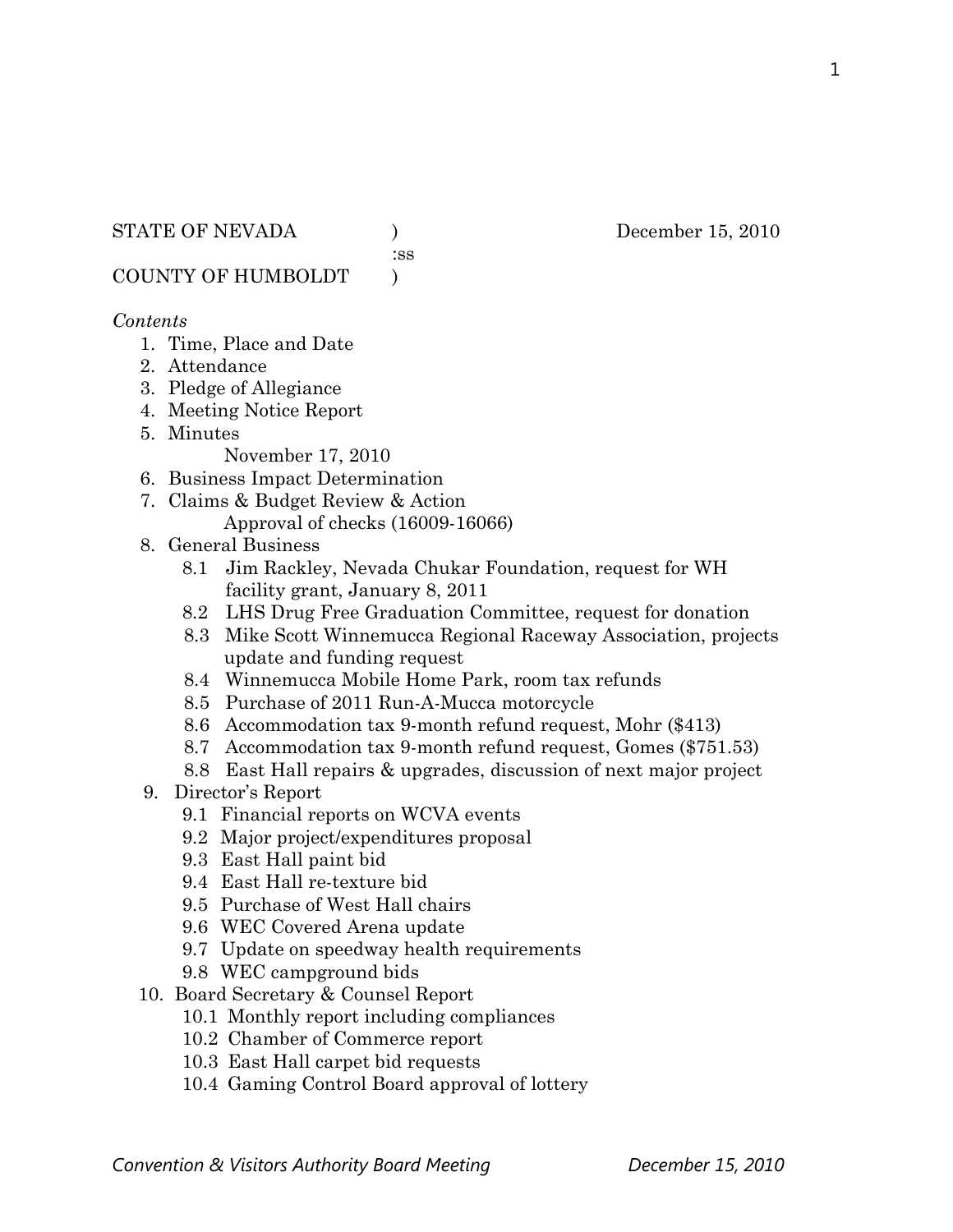STATE OF NEVADA ) December 15, 2010
:ss
COUNTY OF HUMBOLDT )

*Contents*

1. Time, Place and Date
2. Attendance
3. Pledge of Allegiance
4. Meeting Notice Report
5. Minutes
   November 17, 2010
6. Business Impact Determination
7. Claims & Budget Review & Action
   Approval of checks (16009-16066)
8. General Business
   - 8.1 Jim Rackley, Nevada Chukar Foundation, request for WH facility grant, January 8, 2011
   - 8.2 LHS Drug Free Graduation Committee, request for donation
   - 8.3 Mike Scott Winnemucca Regional Raceway Association, projects update and funding request
   - 8.4 Winnemucca Mobile Home Park, room tax refunds
   - 8.5 Purchase of 2011 Run-A-Mucca motorcycle
   - 8.6 Accommodation tax 9-month refund request, Mohr ($413)
   - 8.7 Accommodation tax 9-month refund request, Gomes ($751.53)
   - 8.8 East Hall repairs & upgrades, discussion of next major project
9. Director's Report
   - 9.1 Financial reports on WCVA events
   - 9.2 Major project/expenditures proposal
   - 9.3 East Hall paint bid
   - 9.4 East Hall re-texture bid
   - 9.5 Purchase of West Hall chairs
   - 9.6 WEC Covered Arena update
   - 9.7 Update on speedway health requirements
   - 9.8 WEC campground bids
10. Board Secretary & Counsel Report
    - 10.1 Monthly report including compliances
    - 10.2 Chamber of Commerce report
    - 10.3 East Hall carpet bid requests
    - 10.4 Gaming Control Board approval of lottery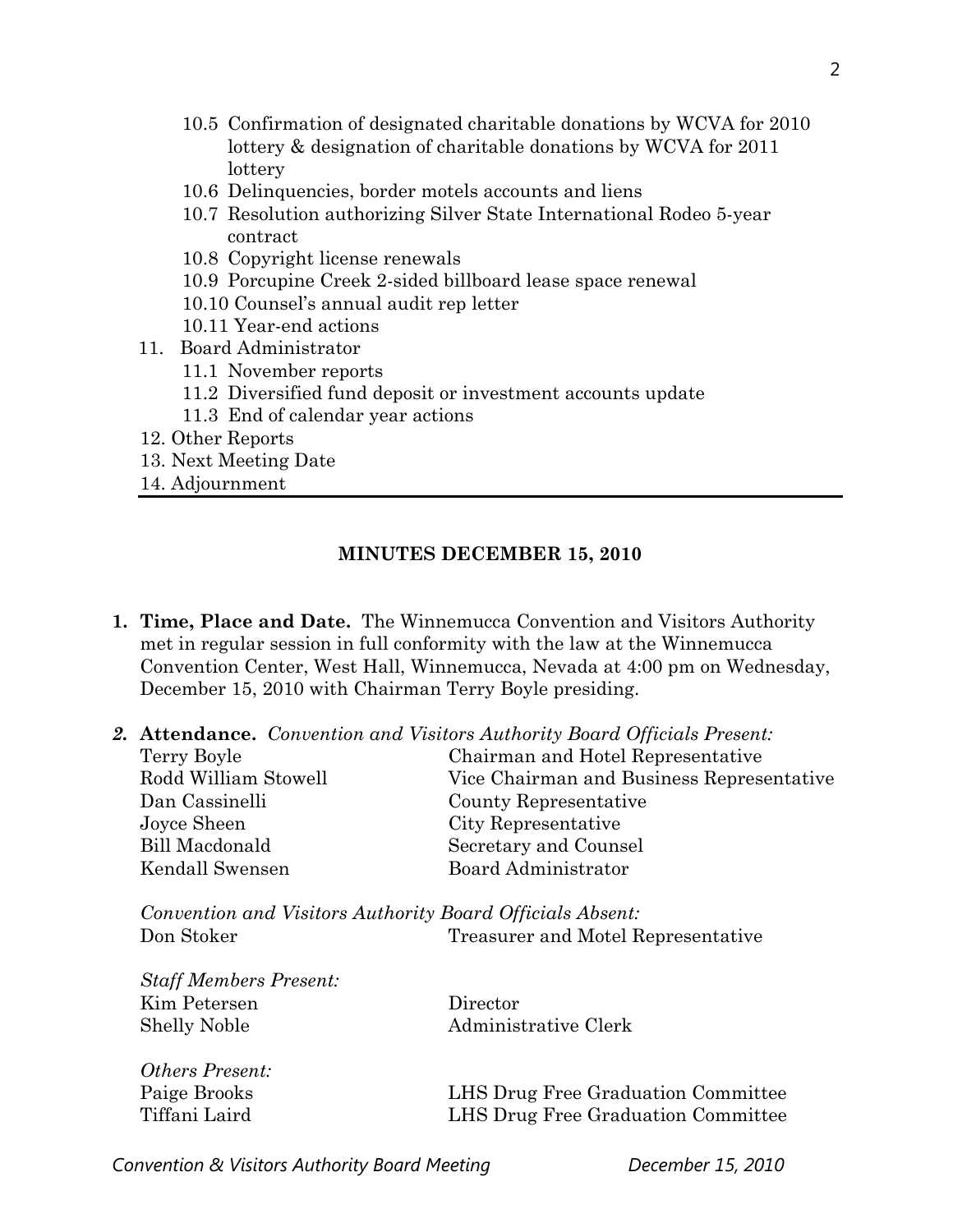- 10.5 Confirmation of designated charitable donations by WCVA for 2010 lottery & designation of charitable donations by WCVA for 2011 lottery
- 10.6 Delinquencies, border motels accounts and liens
- 10.7 Resolution authorizing Silver State International Rodeo 5-year contract
- 10.8 Copyright license renewals
- 10.9 Porcupine Creek 2-sided billboard lease space renewal
- 10.10 Counsel's annual audit rep letter
- 10.11 Year-end actions

11. Board Administrator
    - 11.1 November reports
    - 11.2 Diversified fund deposit or investment accounts update
    - 11.3 End of calendar year actions
12. Other Reports
13. Next Meeting Date
14. Adjournment

---

## MINUTES DECEMBER 15, 2010

1. **Time, Place and Date.** The Winnemucca Convention and Visitors Authority met in regular session in full conformity with the law at the Winnemucca Convention Center, West Hall, Winnemucca, Nevada at 4:00 pm on Wednesday, December 15, 2010 with Chairman Terry Boyle presiding.

2. **Attendance.** *Convention and Visitors Authority Board Officials Present:*

| | |
|---|---|
| Terry Boyle | Chairman and Hotel Representative |
| Rodd William Stowell | Vice Chairman and Business Representative |
| Dan Cassinelli | County Representative |
| Joyce Sheen | City Representative |
| Bill Macdonald | Secretary and Counsel |
| Kendall Swensen | Board Administrator |

*Convention and Visitors Authority Board Officials Absent:*

| | |
|---|---|
| Don Stoker | Treasurer and Motel Representative |

*Staff Members Present:*

| | |
|---|---|
| Kim Petersen | Director |
| Shelly Noble | Administrative Clerk |

*Others Present:*

| | |
|---|---|
| Paige Brooks | LHS Drug Free Graduation Committee |
| Tiffani Laird | LHS Drug Free Graduation Committee |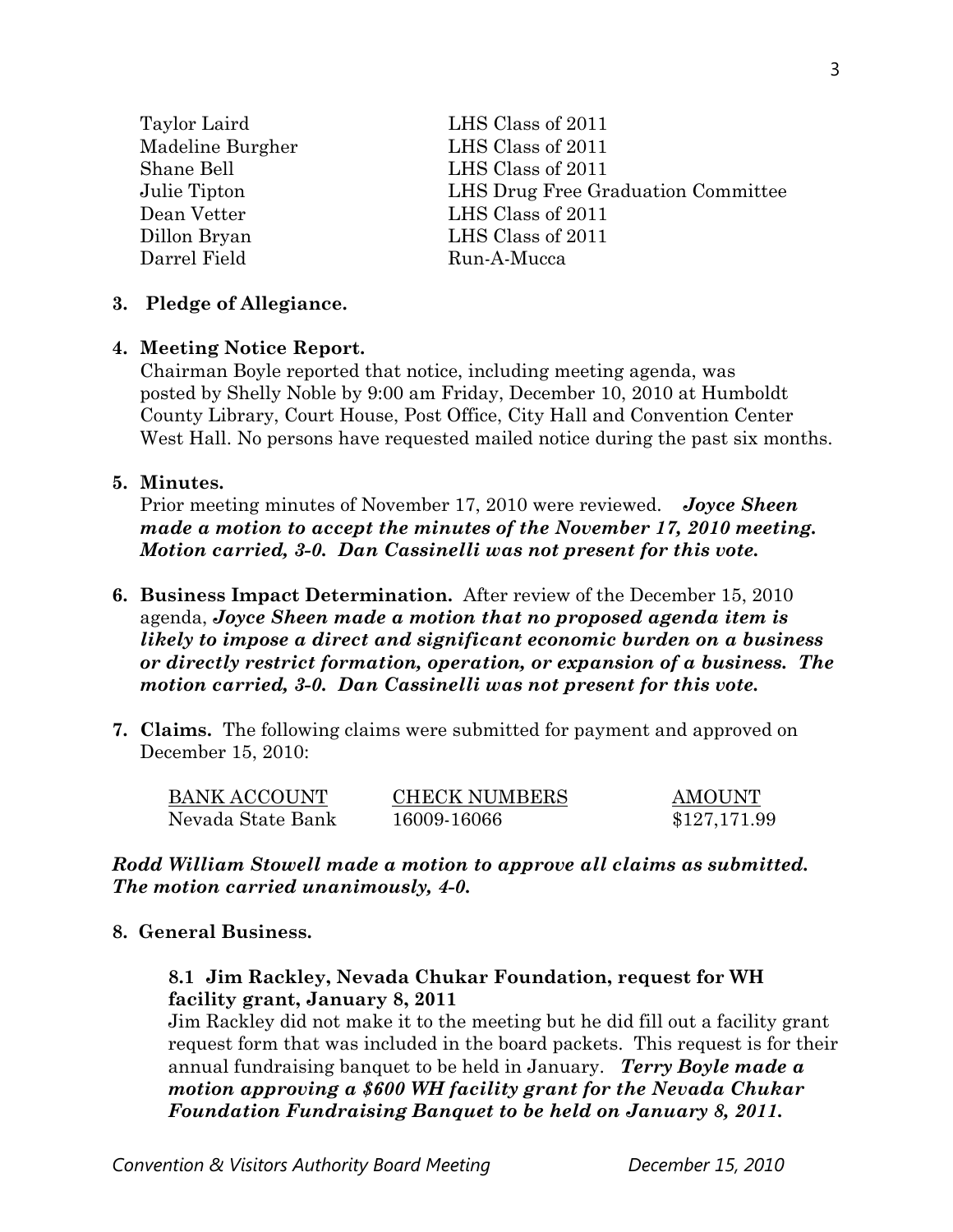| | |
|---|---|
| Taylor Laird | LHS Class of 2011 |
| Madeline Burgher | LHS Class of 2011 |
| Shane Bell | LHS Class of 2011 |
| Julie Tipton | LHS Drug Free Graduation Committee |
| Dean Vetter | LHS Class of 2011 |
| Dillon Bryan | LHS Class of 2011 |
| Darrel Field | Run-A-Mucca |

**3. Pledge of Allegiance.**

**4. Meeting Notice Report.**
Chairman Boyle reported that notice, including meeting agenda, was posted by Shelly Noble by 9:00 am Friday, December 10, 2010 at Humboldt County Library, Court House, Post Office, City Hall and Convention Center West Hall. No persons have requested mailed notice during the past six months.

**5. Minutes.**
Prior meeting minutes of November 17, 2010 were reviewed. ***Joyce Sheen made a motion to accept the minutes of the November 17, 2010 meeting. Motion carried, 3-0. Dan Cassinelli was not present for this vote.***

**6. Business Impact Determination.** After review of the December 15, 2010 agenda, ***Joyce Sheen made a motion that no proposed agenda item is likely to impose a direct and significant economic burden on a business or directly restrict formation, operation, or expansion of a business. The motion carried, 3-0. Dan Cassinelli was not present for this vote.***

**7. Claims.** The following claims were submitted for payment and approved on December 15, 2010:

| BANK ACCOUNT | CHECK NUMBERS | AMOUNT |
|---|---|---|
| Nevada State Bank | 16009-16066 | $127,171.99 |

***Rodd William Stowell made a motion to approve all claims as submitted. The motion carried unanimously, 4-0.***

**8. General Business.**

**8.1 Jim Rackley, Nevada Chukar Foundation, request for WH facility grant, January 8, 2011**
Jim Rackley did not make it to the meeting but he did fill out a facility grant request form that was included in the board packets. This request is for their annual fundraising banquet to be held in January. ***Terry Boyle made a motion approving a $600 WH facility grant for the Nevada Chukar Foundation Fundraising Banquet to be held on January 8, 2011.***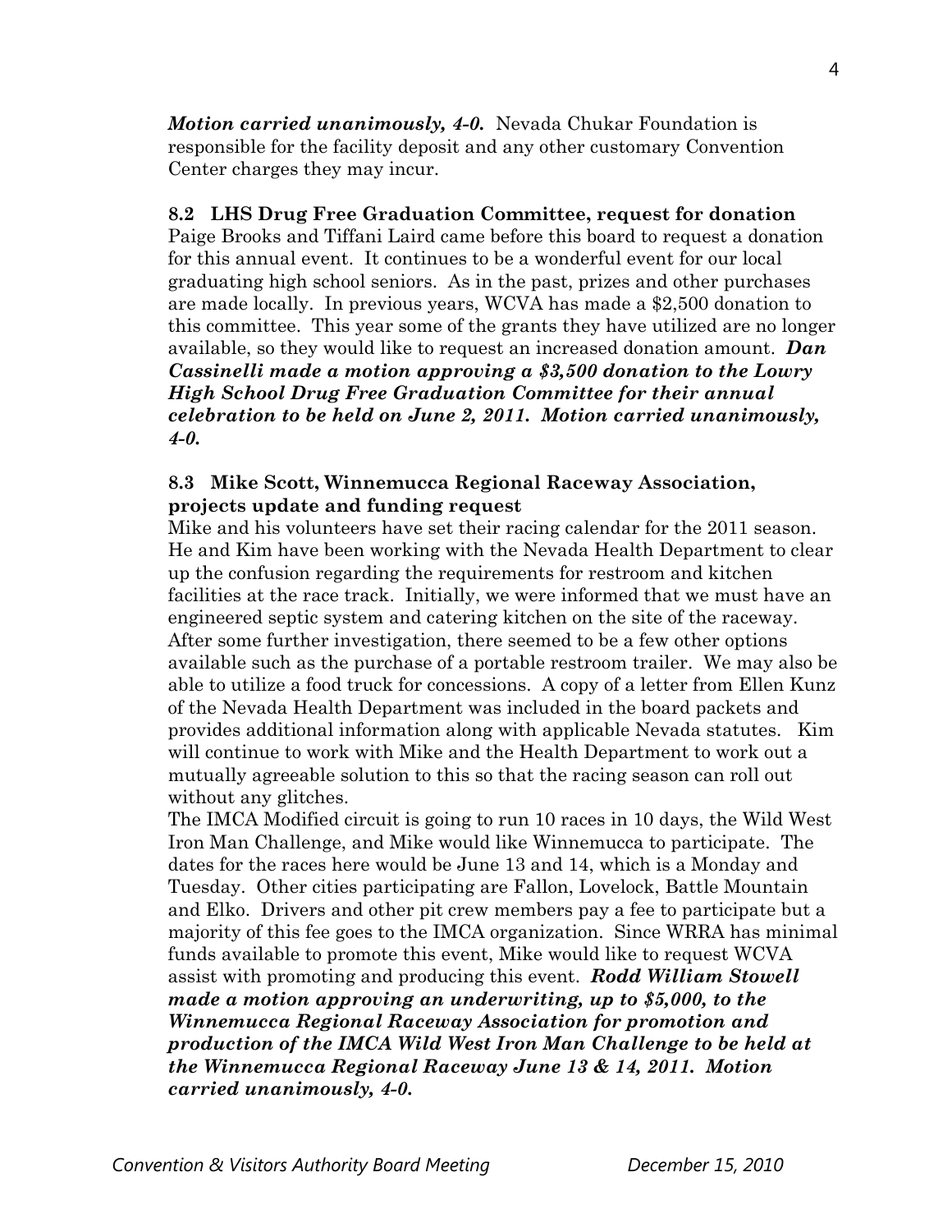***Motion carried unanimously, 4-0.*** Nevada Chukar Foundation is responsible for the facility deposit and any other customary Convention Center charges they may incur.

**8.2 LHS Drug Free Graduation Committee, request for donation**

Paige Brooks and Tiffani Laird came before this board to request a donation for this annual event. It continues to be a wonderful event for our local graduating high school seniors. As in the past, prizes and other purchases are made locally. In previous years, WCVA has made a $2,500 donation to this committee. This year some of the grants they have utilized are no longer available, so they would like to request an increased donation amount. ***Dan Cassinelli made a motion approving a $3,500 donation to the Lowry High School Drug Free Graduation Committee for their annual celebration to be held on June 2, 2011. Motion carried unanimously, 4-0.***

**8.3 Mike Scott, Winnemucca Regional Raceway Association, projects update and funding request**

Mike and his volunteers have set their racing calendar for the 2011 season. He and Kim have been working with the Nevada Health Department to clear up the confusion regarding the requirements for restroom and kitchen facilities at the race track. Initially, we were informed that we must have an engineered septic system and catering kitchen on the site of the raceway. After some further investigation, there seemed to be a few other options available such as the purchase of a portable restroom trailer. We may also be able to utilize a food truck for concessions. A copy of a letter from Ellen Kunz of the Nevada Health Department was included in the board packets and provides additional information along with applicable Nevada statutes. Kim will continue to work with Mike and the Health Department to work out a mutually agreeable solution to this so that the racing season can roll out without any glitches.

The IMCA Modified circuit is going to run 10 races in 10 days, the Wild West Iron Man Challenge, and Mike would like Winnemucca to participate. The dates for the races here would be June 13 and 14, which is a Monday and Tuesday. Other cities participating are Fallon, Lovelock, Battle Mountain and Elko. Drivers and other pit crew members pay a fee to participate but a majority of this fee goes to the IMCA organization. Since WRRA has minimal funds available to promote this event, Mike would like to request WCVA assist with promoting and producing this event. ***Rodd William Stowell made a motion approving an underwriting, up to $5,000, to the Winnemucca Regional Raceway Association for promotion and production of the IMCA Wild West Iron Man Challenge to be held at the Winnemucca Regional Raceway June 13 & 14, 2011. Motion carried unanimously, 4-0.***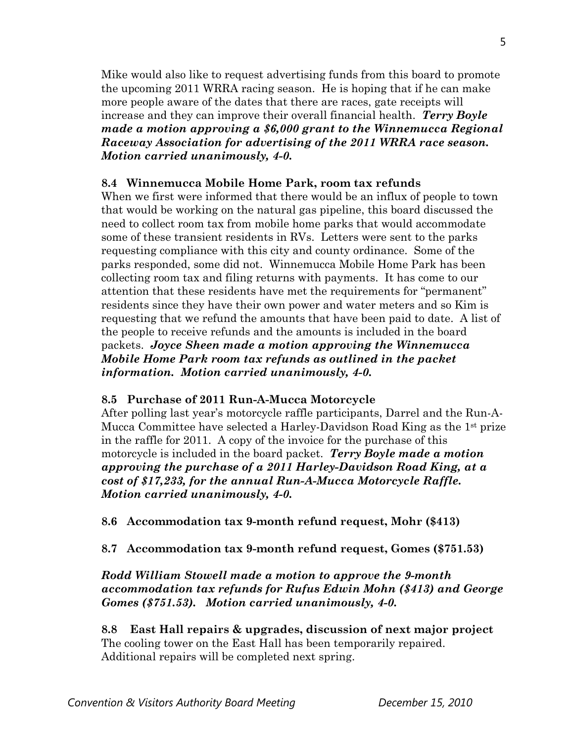Mike would also like to request advertising funds from this board to promote the upcoming 2011 WRRA racing season. He is hoping that if he can make more people aware of the dates that there are races, gate receipts will increase and they can improve their overall financial health. ***Terry Boyle made a motion approving a $6,000 grant to the Winnemucca Regional Raceway Association for advertising of the 2011 WRRA race season. Motion carried unanimously, 4-0.***

**8.4 Winnemucca Mobile Home Park, room tax refunds**

When we first were informed that there would be an influx of people to town that would be working on the natural gas pipeline, this board discussed the need to collect room tax from mobile home parks that would accommodate some of these transient residents in RVs. Letters were sent to the parks requesting compliance with this city and county ordinance. Some of the parks responded, some did not. Winnemucca Mobile Home Park has been collecting room tax and filing returns with payments. It has come to our attention that these residents have met the requirements for "permanent" residents since they have their own power and water meters and so Kim is requesting that we refund the amounts that have been paid to date. A list of the people to receive refunds and the amounts is included in the board packets. ***Joyce Sheen made a motion approving the Winnemucca Mobile Home Park room tax refunds as outlined in the packet information. Motion carried unanimously, 4-0.***

**8.5 Purchase of 2011 Run-A-Mucca Motorcycle**

After polling last year's motorcycle raffle participants, Darrel and the Run-A-Mucca Committee have selected a Harley-Davidson Road King as the 1st prize in the raffle for 2011. A copy of the invoice for the purchase of this motorcycle is included in the board packet. ***Terry Boyle made a motion approving the purchase of a 2011 Harley-Davidson Road King, at a cost of $17,233, for the annual Run-A-Mucca Motorcycle Raffle. Motion carried unanimously, 4-0.***

**8.6 Accommodation tax 9-month refund request, Mohr ($413)**

**8.7 Accommodation tax 9-month refund request, Gomes ($751.53)**

***Rodd William Stowell made a motion to approve the 9-month accommodation tax refunds for Rufus Edwin Mohn ($413) and George Gomes ($751.53). Motion carried unanimously, 4-0.***

**8.8 East Hall repairs & upgrades, discussion of next major project**

The cooling tower on the East Hall has been temporarily repaired. Additional repairs will be completed next spring.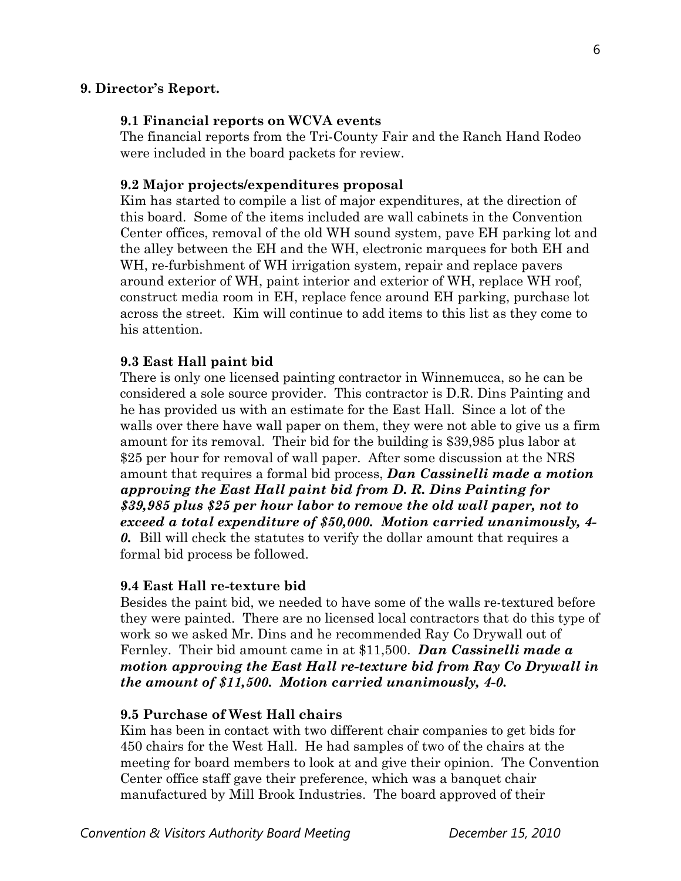## 9. Director's Report.

### 9.1 Financial reports on WCVA events

The financial reports from the Tri-County Fair and the Ranch Hand Rodeo were included in the board packets for review.

### 9.2 Major projects/expenditures proposal

Kim has started to compile a list of major expenditures, at the direction of this board. Some of the items included are wall cabinets in the Convention Center offices, removal of the old WH sound system, pave EH parking lot and the alley between the EH and the WH, electronic marquees for both EH and WH, re-furbishment of WH irrigation system, repair and replace pavers around exterior of WH, paint interior and exterior of WH, replace WH roof, construct media room in EH, replace fence around EH parking, purchase lot across the street. Kim will continue to add items to this list as they come to his attention.

### 9.3 East Hall paint bid

There is only one licensed painting contractor in Winnemucca, so he can be considered a sole source provider. This contractor is D.R. Dins Painting and he has provided us with an estimate for the East Hall. Since a lot of the walls over there have wall paper on them, they were not able to give us a firm amount for its removal. Their bid for the building is $39,985 plus labor at $25 per hour for removal of wall paper. After some discussion at the NRS amount that requires a formal bid process, ***Dan Cassinelli made a motion approving the East Hall paint bid from D. R. Dins Painting for $39,985 plus $25 per hour labor to remove the old wall paper, not to exceed a total expenditure of $50,000. Motion carried unanimously, 4-0.*** Bill will check the statutes to verify the dollar amount that requires a formal bid process be followed.

### 9.4 East Hall re-texture bid

Besides the paint bid, we needed to have some of the walls re-textured before they were painted. There are no licensed local contractors that do this type of work so we asked Mr. Dins and he recommended Ray Co Drywall out of Fernley. Their bid amount came in at $11,500. ***Dan Cassinelli made a motion approving the East Hall re-texture bid from Ray Co Drywall in the amount of $11,500. Motion carried unanimously, 4-0.***

### 9.5 Purchase of West Hall chairs

Kim has been in contact with two different chair companies to get bids for 450 chairs for the West Hall. He had samples of two of the chairs at the meeting for board members to look at and give their opinion. The Convention Center office staff gave their preference, which was a banquet chair manufactured by Mill Brook Industries. The board approved of their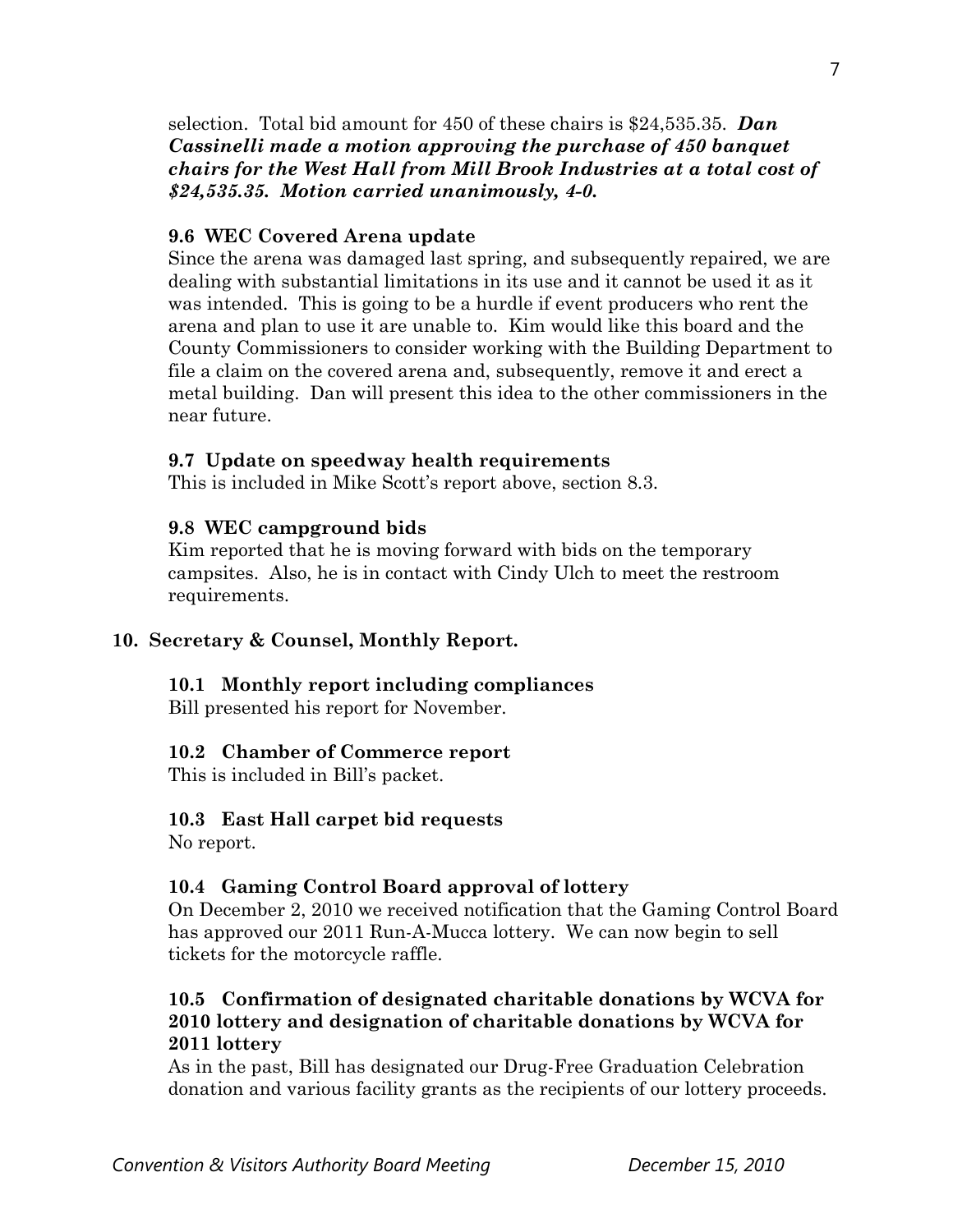selection. Total bid amount for 450 of these chairs is $24,535.35. ***Dan Cassinelli made a motion approving the purchase of 450 banquet chairs for the West Hall from Mill Brook Industries at a total cost of $24,535.35. Motion carried unanimously, 4-0.***

**9.6 WEC Covered Arena update**

Since the arena was damaged last spring, and subsequently repaired, we are dealing with substantial limitations in its use and it cannot be used it as it was intended. This is going to be a hurdle if event producers who rent the arena and plan to use it are unable to. Kim would like this board and the County Commissioners to consider working with the Building Department to file a claim on the covered arena and, subsequently, remove it and erect a metal building. Dan will present this idea to the other commissioners in the near future.

**9.7 Update on speedway health requirements**

This is included in Mike Scott's report above, section 8.3.

**9.8 WEC campground bids**

Kim reported that he is moving forward with bids on the temporary campsites. Also, he is in contact with Cindy Ulch to meet the restroom requirements.

**10. Secretary & Counsel, Monthly Report.**

**10.1 Monthly report including compliances**

Bill presented his report for November.

**10.2 Chamber of Commerce report**

This is included in Bill's packet.

**10.3 East Hall carpet bid requests**

No report.

**10.4 Gaming Control Board approval of lottery**

On December 2, 2010 we received notification that the Gaming Control Board has approved our 2011 Run-A-Mucca lottery. We can now begin to sell tickets for the motorcycle raffle.

**10.5 Confirmation of designated charitable donations by WCVA for 2010 lottery and designation of charitable donations by WCVA for 2011 lottery**

As in the past, Bill has designated our Drug-Free Graduation Celebration donation and various facility grants as the recipients of our lottery proceeds.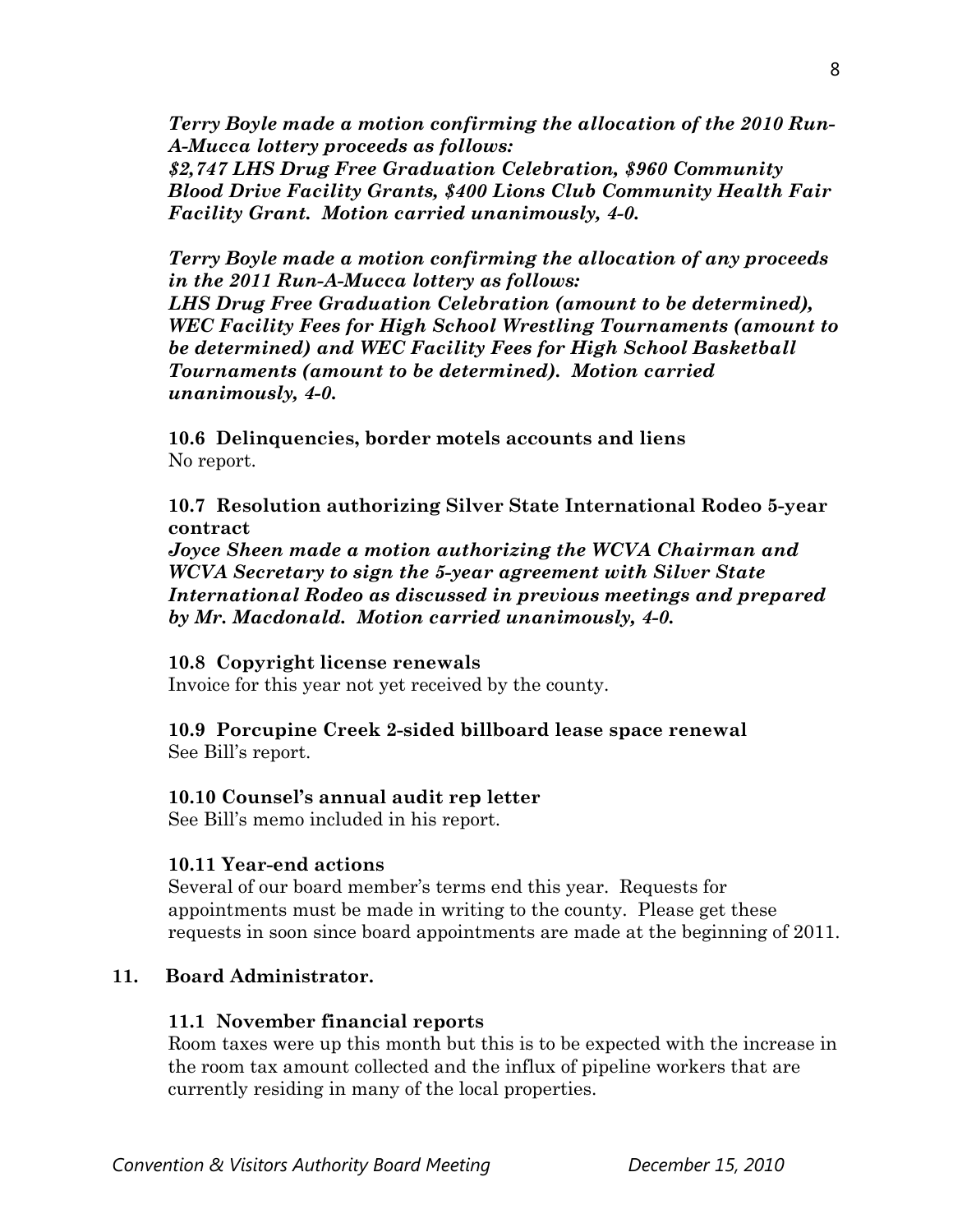***Terry Boyle made a motion confirming the allocation of the 2010 Run-A-Mucca lottery proceeds as follows:***
***$2,747 LHS Drug Free Graduation Celebration, $960 Community Blood Drive Facility Grants, $400 Lions Club Community Health Fair Facility Grant. Motion carried unanimously, 4-0.***

***Terry Boyle made a motion confirming the allocation of any proceeds in the 2011 Run-A-Mucca lottery as follows:***
***LHS Drug Free Graduation Celebration (amount to be determined), WEC Facility Fees for High School Wrestling Tournaments (amount to be determined) and WEC Facility Fees for High School Basketball Tournaments (amount to be determined). Motion carried unanimously, 4-0.***

**10.6 Delinquencies, border motels accounts and liens**
No report.

**10.7 Resolution authorizing Silver State International Rodeo 5-year contract**
***Joyce Sheen made a motion authorizing the WCVA Chairman and WCVA Secretary to sign the 5-year agreement with Silver State International Rodeo as discussed in previous meetings and prepared by Mr. Macdonald. Motion carried unanimously, 4-0.***

**10.8 Copyright license renewals**
Invoice for this year not yet received by the county.

**10.9 Porcupine Creek 2-sided billboard lease space renewal**
See Bill's report.

**10.10 Counsel's annual audit rep letter**
See Bill's memo included in his report.

**10.11 Year-end actions**
Several of our board member's terms end this year. Requests for appointments must be made in writing to the county. Please get these requests in soon since board appointments are made at the beginning of 2011.

**11. Board Administrator.**

**11.1 November financial reports**
Room taxes were up this month but this is to be expected with the increase in the room tax amount collected and the influx of pipeline workers that are currently residing in many of the local properties.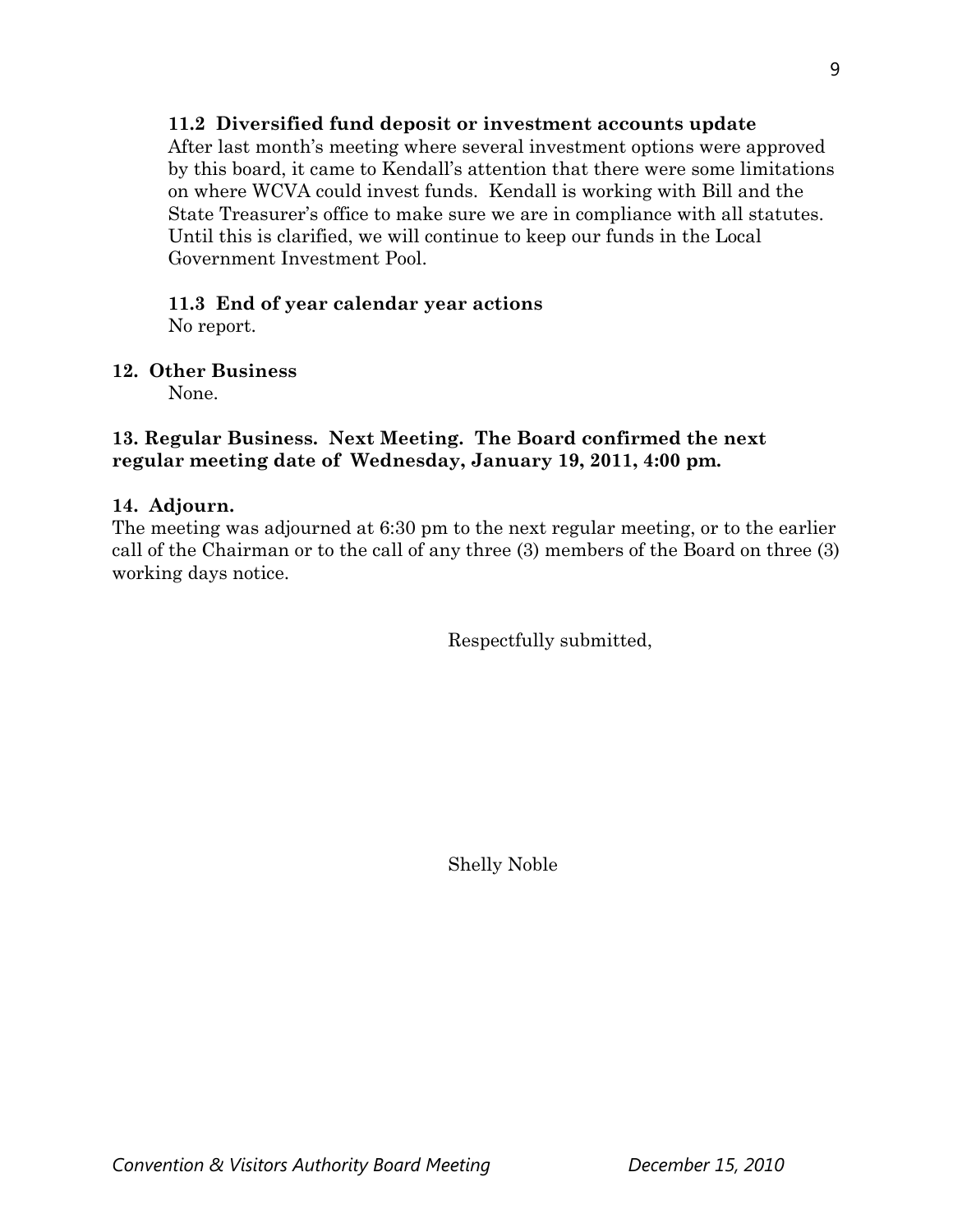**11.2 Diversified fund deposit or investment accounts update**

After last month's meeting where several investment options were approved by this board, it came to Kendall's attention that there were some limitations on where WCVA could invest funds. Kendall is working with Bill and the State Treasurer's office to make sure we are in compliance with all statutes. Until this is clarified, we will continue to keep our funds in the Local Government Investment Pool.

**11.3 End of year calendar year actions**

No report.

**12. Other Business**

None.

**13. Regular Business. Next Meeting. The Board confirmed the next regular meeting date of Wednesday, January 19, 2011, 4:00 pm.**

**14. Adjourn.**

The meeting was adjourned at 6:30 pm to the next regular meeting, or to the earlier call of the Chairman or to the call of any three (3) members of the Board on three (3) working days notice.

Respectfully submitted,

Shelly Noble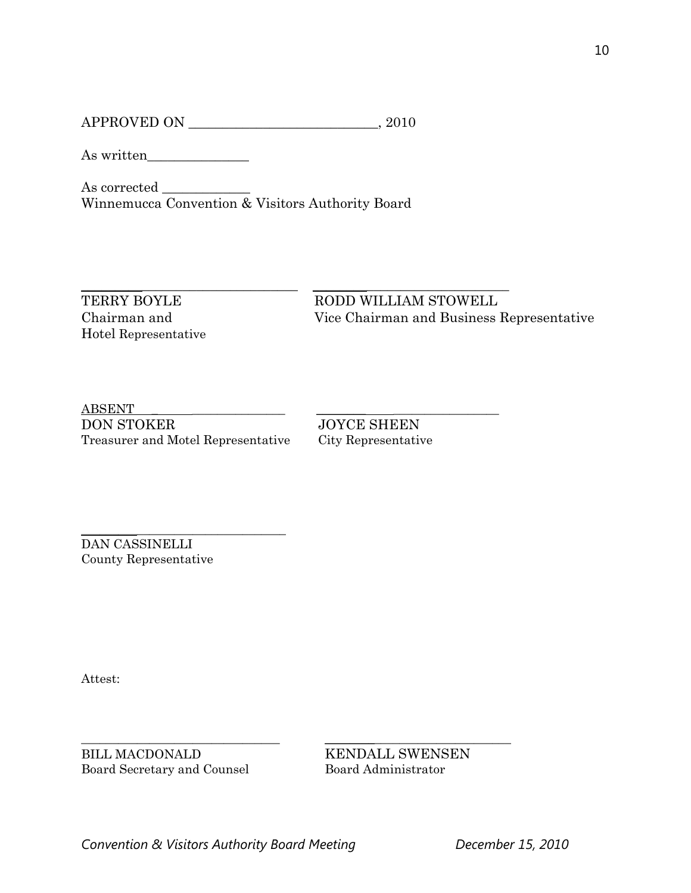APPROVED ON ___________________________, 2010

As written_______________

As corrected _____________
Winnemucca Convention & Visitors Authority Board

______________________________ ______________________________
TERRY BOYLE
Chairman and
Hotel Representative

RODD WILLIAM STOWELL
Vice Chairman and Business Representative

ABSENT ______________________ ______________________________
DON STOKER
Treasurer and Motel Representative

JOYCE SHEEN
City Representative

______________________________
DAN CASSINELLI
County Representative

Attest:

______________________________ ______________________________
BILL MACDONALD
Board Secretary and Counsel

KENDALL SWENSEN
Board Administrator